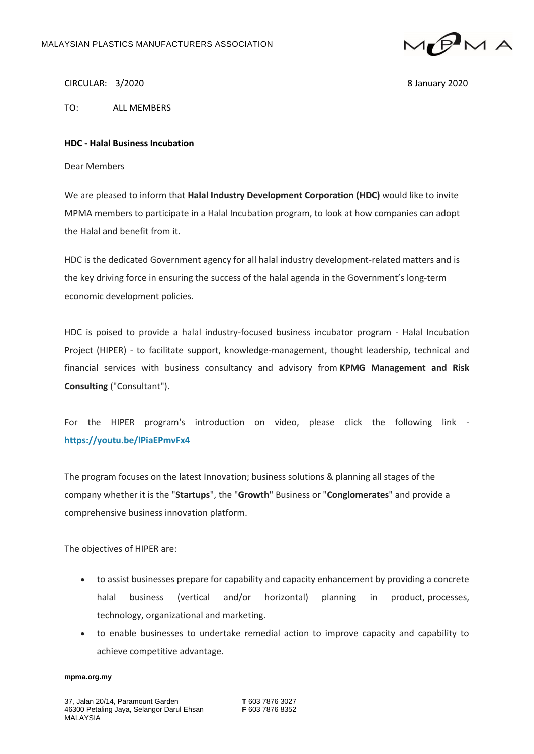CIRCULAR: 3/2020

8 January 2020

TO: ALL MEMBERS

**HDC - Halal Business Incubation**

Dear Members

We are pleased to inform that **Halal Industry Development Corporation (HDC)** would like to invite MPMA members to participate in a Halal Incubation program, to look at how companies can adopt the Halal and benefit from it.

HDC is the dedicated Government agency for all halal industry development-related matters and is the key driving force in ensuring the success of the halal agenda in the Government's long-term economic development policies.

HDC is poised to provide a halal industry-focused business incubator program - Halal Incubation Project (HIPER) - to facilitate support, knowledge-management, thought leadership, technical and financial services with business consultancy and advisory from **KPMG Management and Risk Consulting** ("Consultant").

For the HIPER program's introduction on video, please click the following link - **https://youtu.be/lPiaEPmvFx4**

The program focuses on the latest Innovation; business solutions & planning all stages of the company whether it is the "**Startups**", the "**Growth**" Business or "**Conglomerates**" and provide a comprehensive business innovation platform.

The objectives of HIPER are:

- to assist businesses prepare for capability and capacity enhancement by providing a concrete halal business (vertical and/or horizontal) planning in product, processes, technology, organizational and marketing.
- to enable businesses to undertake remedial action to improve capacity and capability to achieve competitive advantage.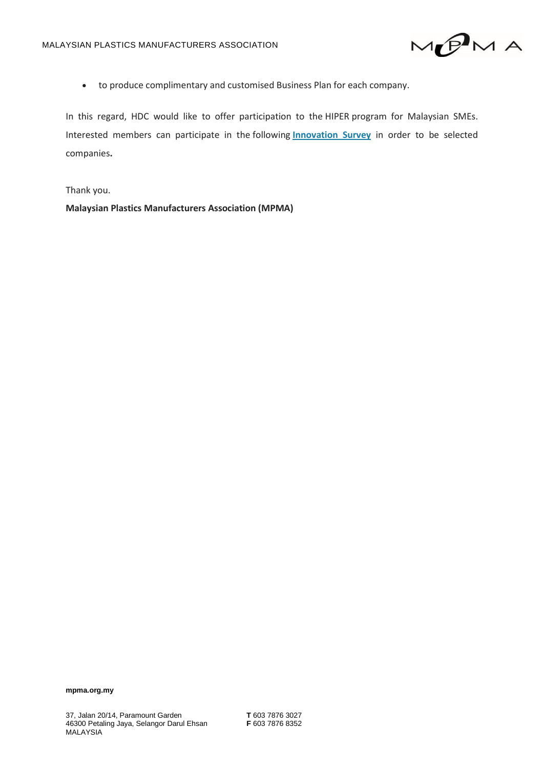- to produce complimentary and customised Business Plan for each company.

In this regard, HDC would like to offer participation to the HIPER program for Malaysian SMEs. Interested members can participate in the following **Innovation Survey** in order to be selected companies**.**

Thank you.

**Malaysian Plastics Manufacturers Association (MPMA)**

**mpma.org.my**

37, Jalan 20/14, Paramount Garden
46300 Petaling Jaya, Selangor Darul Ehsan
MALAYSIA

**T** 603 7876 3027
**F** 603 7876 8352